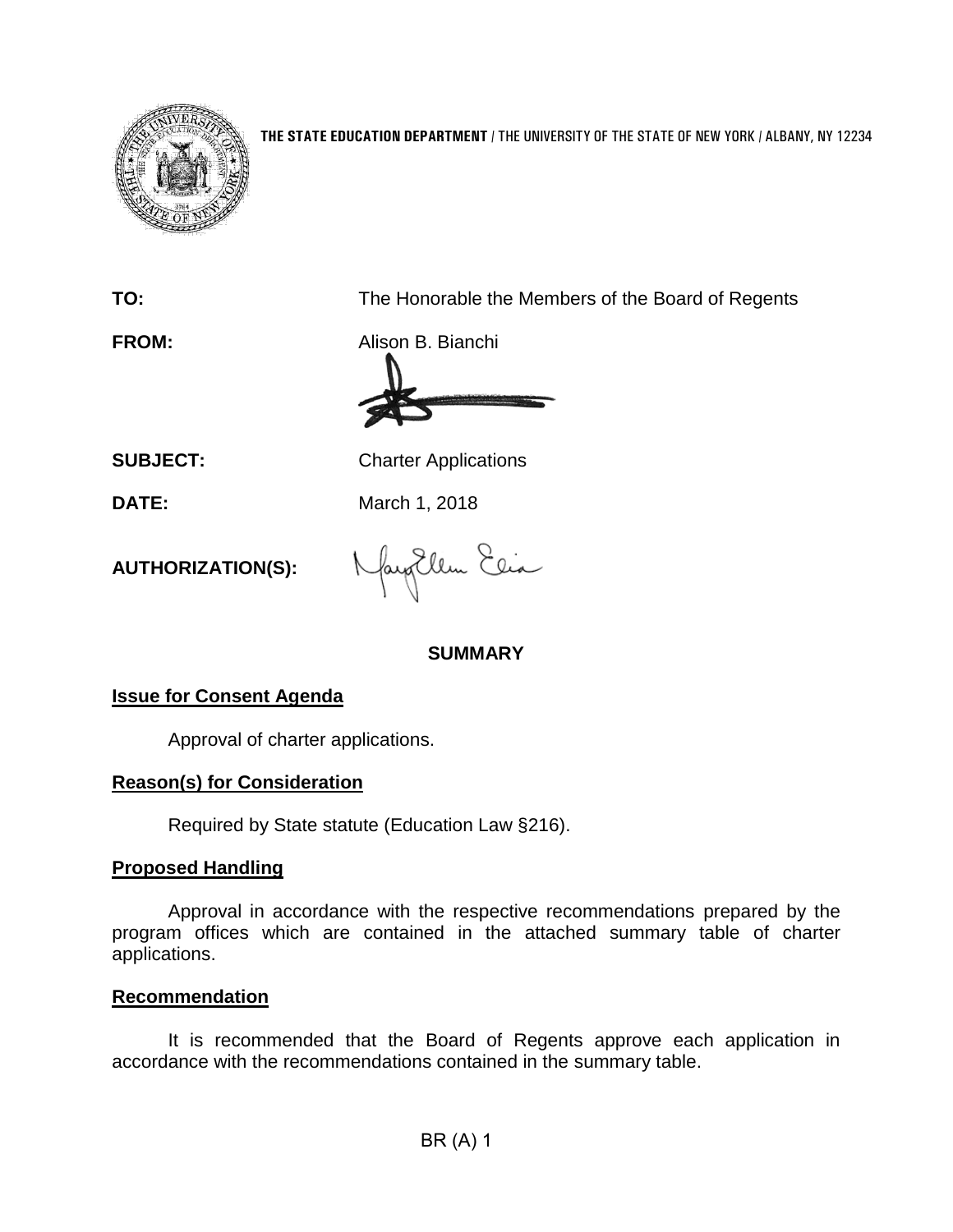**THE STATE EDUCATION DEPARTMENT** / THE UNIVERSITY OF THE STATE OF NEW YORK / ALBANY, NY 12234

**TO:** The Honorable the Members of the Board of Regents

**FROM:** Alison B. Bianchi

**SUBJECT:** Charter Applications

**DATE:** March 1, 2018

**AUTHORIZATION(S):**

## SUMMARY

### Issue for Consent Agenda

Approval of charter applications.

### Reason(s) for Consideration

Required by State statute (Education Law §216).

### Proposed Handling

Approval in accordance with the respective recommendations prepared by the program offices which are contained in the attached summary table of charter applications.

### Recommendation

It is recommended that the Board of Regents approve each application in accordance with the recommendations contained in the summary table.

BR (A) 1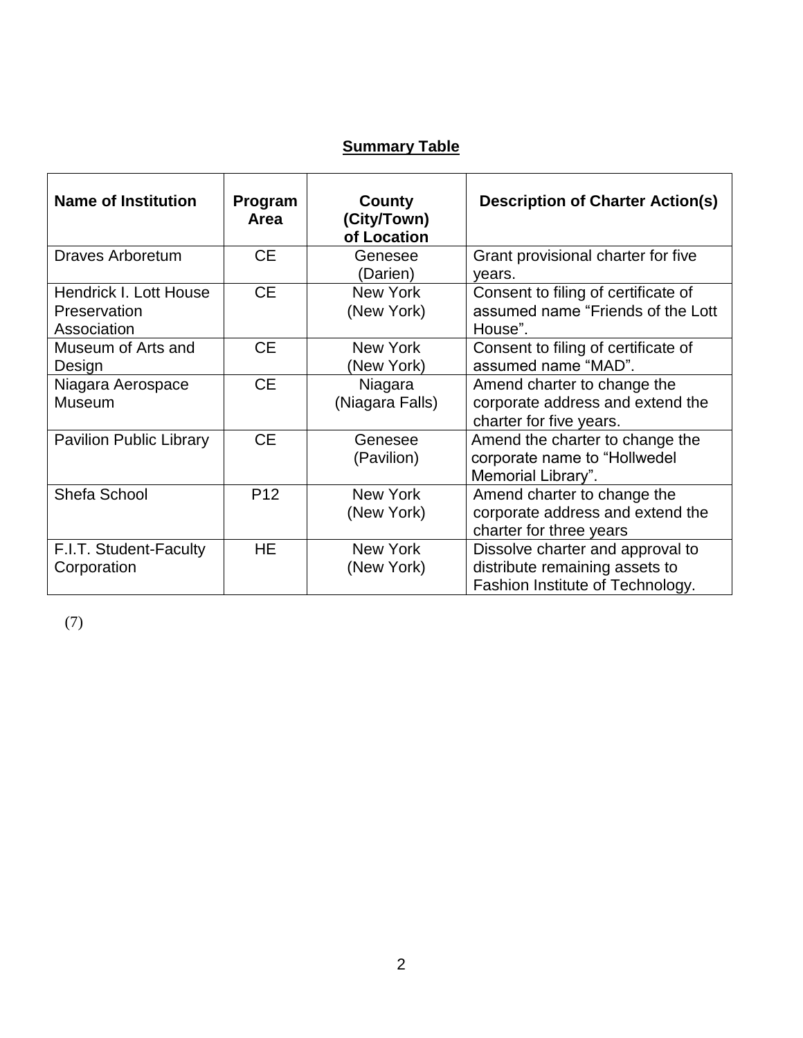**Summary Table**

| Name of Institution | Program Area | County (City/Town) of Location | Description of Charter Action(s) |
| --- | --- | --- | --- |
| Draves Arboretum | CE | Genesee (Darien) | Grant provisional charter for five years. |
| Hendrick I. Lott House Preservation Association | CE | New York (New York) | Consent to filing of certificate of assumed name "Friends of the Lott House". |
| Museum of Arts and Design | CE | New York (New York) | Consent to filing of certificate of assumed name "MAD". |
| Niagara Aerospace Museum | CE | Niagara (Niagara Falls) | Amend charter to change the corporate address and extend the charter for five years. |
| Pavilion Public Library | CE | Genesee (Pavilion) | Amend the charter to change the corporate name to "Hollwedel Memorial Library". |
| Shefa School | P12 | New York (New York) | Amend charter to change the corporate address and extend the charter for three years |
| F.I.T. Student-Faculty Corporation | HE | New York (New York) | Dissolve charter and approval to distribute remaining assets to Fashion Institute of Technology. |

(7)